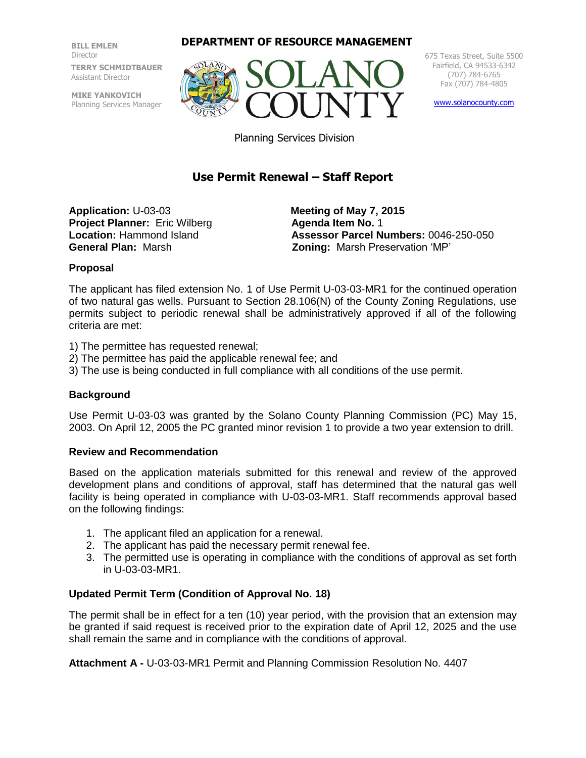**BILL EMLEN**
Director

**TERRY SCHMIDTBAUER**
Assistant Director

**MIKE YANKOVICH**
Planning Services Manager

**DEPARTMENT OF RESOURCE MANAGEMENT**

SOLANO COUNTY

675 Texas Street, Suite 5500
Fairfield, CA 94533-6342
(707) 784-6765
Fax (707) 784-4805

www.solanocounty.com

Planning Services Division

## Use Permit Renewal – Staff Report

**Application:** U-03-03
**Project Planner:** Eric Wilberg
**Location:** Hammond Island
**General Plan:** Marsh

**Meeting of May 7, 2015**
**Agenda Item No.** 1
**Assessor Parcel Numbers:** 0046-250-050
**Zoning:** Marsh Preservation 'MP'

### Proposal

The applicant has filed extension No. 1 of Use Permit U-03-03-MR1 for the continued operation of two natural gas wells. Pursuant to Section 28.106(N) of the County Zoning Regulations, use permits subject to periodic renewal shall be administratively approved if all of the following criteria are met:

1) The permittee has requested renewal;
2) The permittee has paid the applicable renewal fee; and
3) The use is being conducted in full compliance with all conditions of the use permit.

### Background

Use Permit U-03-03 was granted by the Solano County Planning Commission (PC) May 15, 2003. On April 12, 2005 the PC granted minor revision 1 to provide a two year extension to drill.

### Review and Recommendation

Based on the application materials submitted for this renewal and review of the approved development plans and conditions of approval, staff has determined that the natural gas well facility is being operated in compliance with U-03-03-MR1. Staff recommends approval based on the following findings:

1. The applicant filed an application for a renewal.
2. The applicant has paid the necessary permit renewal fee.
3. The permitted use is operating in compliance with the conditions of approval as set forth in U-03-03-MR1.

### Updated Permit Term (Condition of Approval No. 18)

The permit shall be in effect for a ten (10) year period, with the provision that an extension may be granted if said request is received prior to the expiration date of April 12, 2025 and the use shall remain the same and in compliance with the conditions of approval.

**Attachment A -** U-03-03-MR1 Permit and Planning Commission Resolution No. 4407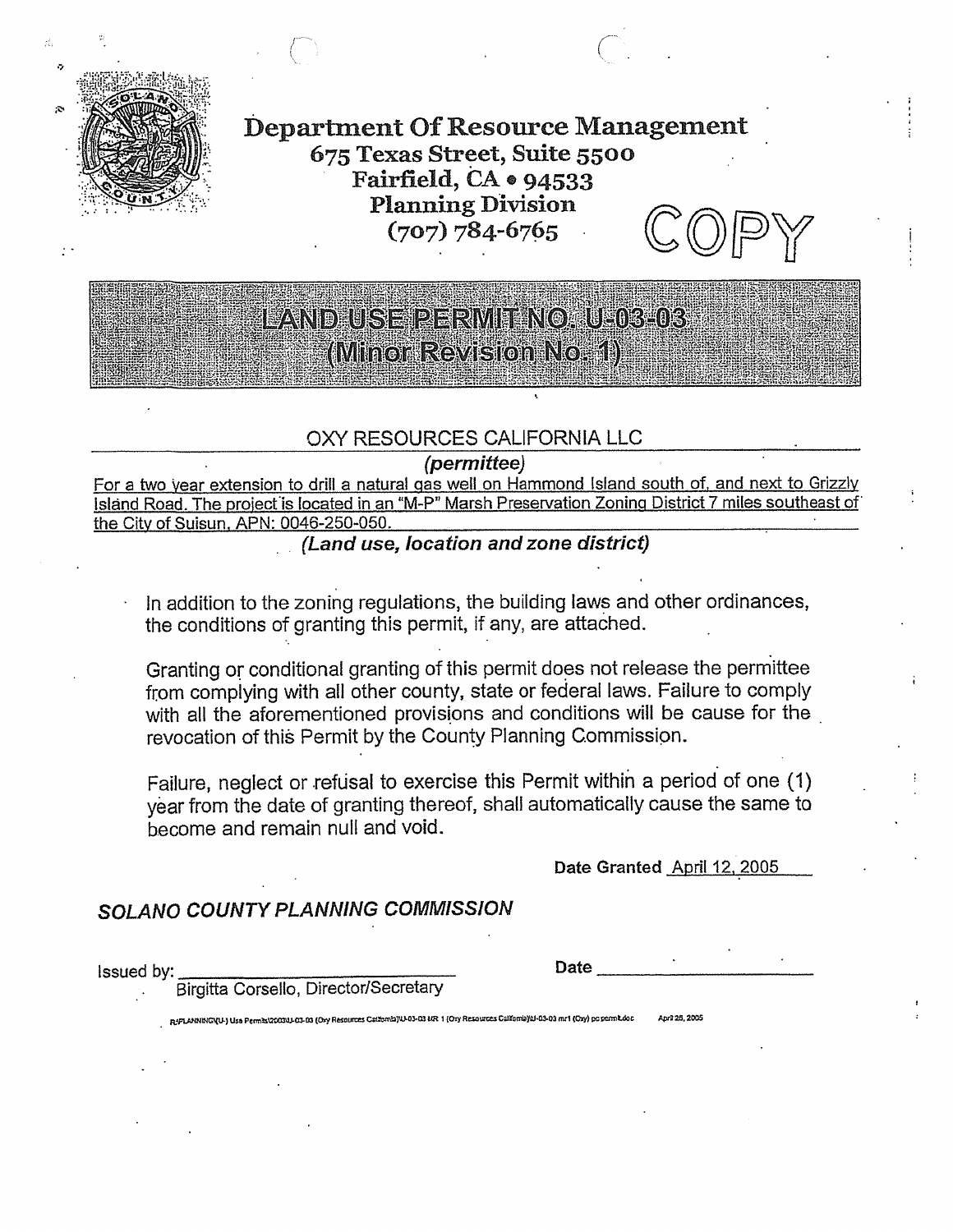**Department Of Resource Management**
**675 Texas Street, Suite 5500**
**Fairfield, CA • 94533**
**Planning Division**
**(707) 784-6765**

COPY

# LAND USE PERMIT NO. U-03-03 (Minor Revision No. 1)

OXY RESOURCES CALIFORNIA LLC

*(permittee)*

For a two year extension to drill a natural gas well on Hammond Island south of, and next to Grizzly Island Road. The project is located in an "M-P" Marsh Preservation Zoning District 7 miles southeast of the City of Suisun. APN: 0046-250-050.

***(Land use, location and zone district)***

In addition to the zoning regulations, the building laws and other ordinances, the conditions of granting this permit, if any, are attached.

Granting or conditional granting of this permit does not release the permittee from complying with all other county, state or federal laws. Failure to comply with all the aforementioned provisions and conditions will be cause for the revocation of this Permit by the County Planning Commission.

Failure, neglect or refusal to exercise this Permit within a period of one (1) year from the date of granting thereof, shall automatically cause the same to become and remain null and void.

**Date Granted** April 12, 2005

***SOLANO COUNTY PLANNING COMMISSION***

Issued by: ______________________________ **Date** ____________________

Birgitta Corsello, Director/Secretary

R:\PLANNING\(U-) Use Permits\2003\U-03-03 (Oxy Resources California)\U-03-03 MR 1 (Oxy Resources California)\U-03-03 mr1 (Oxy) pc permit.doc April 28, 2005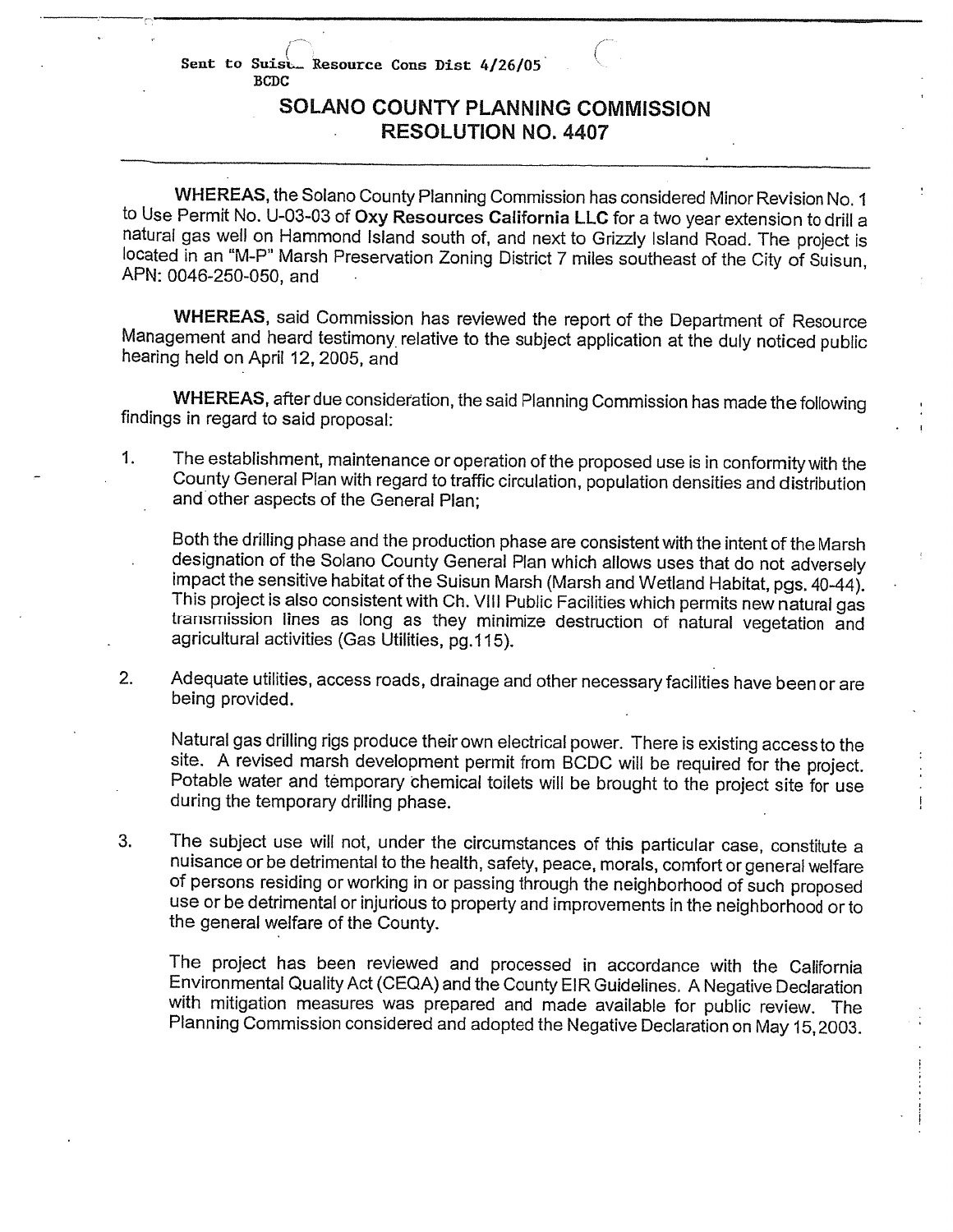Sent to Suisun Resource Cons Dist 4/26/05
BCDC

# SOLANO COUNTY PLANNING COMMISSION
# RESOLUTION NO. 4407

**WHEREAS,** the Solano County Planning Commission has considered Minor Revision No. 1 to Use Permit No. U-03-03 of **Oxy Resources California LLC** for a two year extension to drill a natural gas well on Hammond Island south of, and next to Grizzly Island Road. The project is located in an "M-P" Marsh Preservation Zoning District 7 miles southeast of the City of Suisun, APN: 0046-250-050, and

**WHEREAS,** said Commission has reviewed the report of the Department of Resource Management and heard testimony relative to the subject application at the duly noticed public hearing held on April 12, 2005, and

**WHEREAS,** after due consideration, the said Planning Commission has made the following findings in regard to said proposal:

1. The establishment, maintenance or operation of the proposed use is in conformity with the County General Plan with regard to traffic circulation, population densities and distribution and other aspects of the General Plan;

   Both the drilling phase and the production phase are consistent with the intent of the Marsh designation of the Solano County General Plan which allows uses that do not adversely impact the sensitive habitat of the Suisun Marsh (Marsh and Wetland Habitat, pgs. 40-44). This project is also consistent with Ch. VIII Public Facilities which permits new natural gas transmission lines as long as they minimize destruction of natural vegetation and agricultural activities (Gas Utilities, pg.115).

2. Adequate utilities, access roads, drainage and other necessary facilities have been or are being provided.

   Natural gas drilling rigs produce their own electrical power. There is existing access to the site. A revised marsh development permit from BCDC will be required for the project. Potable water and temporary chemical toilets will be brought to the project site for use during the temporary drilling phase.

3. The subject use will not, under the circumstances of this particular case, constitute a nuisance or be detrimental to the health, safety, peace, morals, comfort or general welfare of persons residing or working in or passing through the neighborhood of such proposed use or be detrimental or injurious to property and improvements in the neighborhood or to the general welfare of the County.

   The project has been reviewed and processed in accordance with the California Environmental Quality Act (CEQA) and the County EIR Guidelines. A Negative Declaration with mitigation measures was prepared and made available for public review. The Planning Commission considered and adopted the Negative Declaration on May 15, 2003.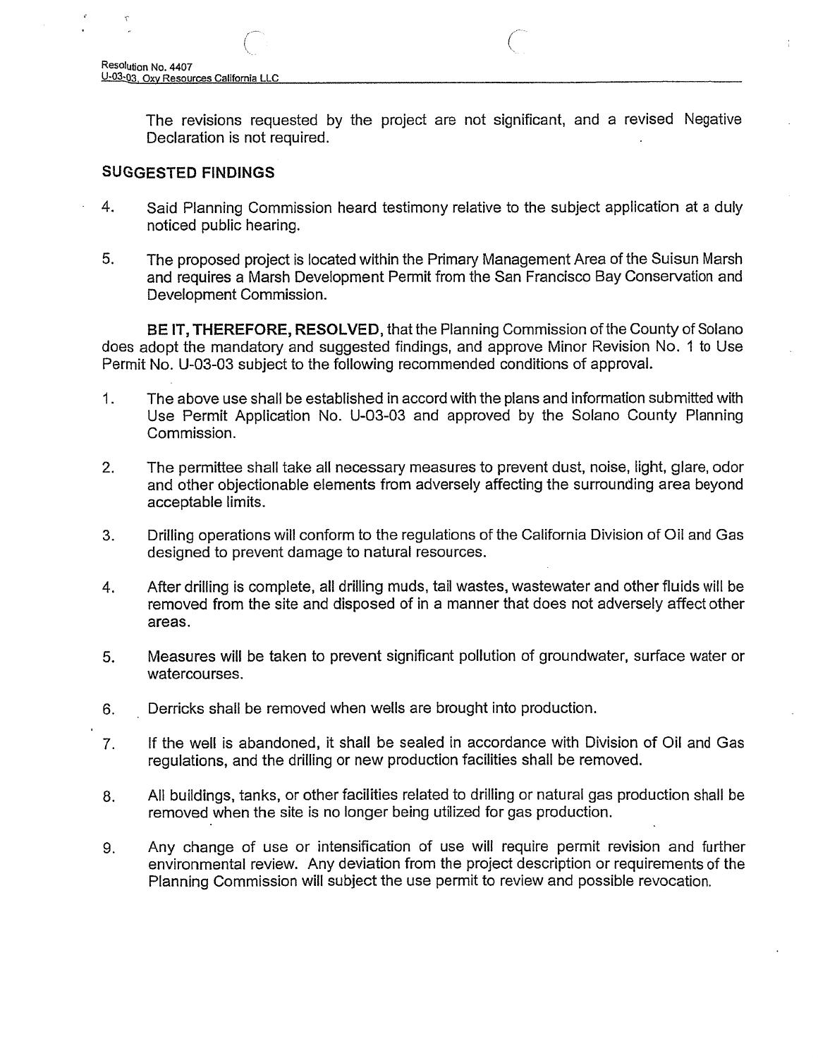The revisions requested by the project are not significant, and a revised Negative Declaration is not required.

**SUGGESTED FINDINGS**

4. Said Planning Commission heard testimony relative to the subject application at a duly noticed public hearing.

5. The proposed project is located within the Primary Management Area of the Suisun Marsh and requires a Marsh Development Permit from the San Francisco Bay Conservation and Development Commission.

**BE IT, THEREFORE, RESOLVED**, that the Planning Commission of the County of Solano does adopt the mandatory and suggested findings, and approve Minor Revision No. 1 to Use Permit No. U-03-03 subject to the following recommended conditions of approval.

1. The above use shall be established in accord with the plans and information submitted with Use Permit Application No. U-03-03 and approved by the Solano County Planning Commission.

2. The permittee shall take all necessary measures to prevent dust, noise, light, glare, odor and other objectionable elements from adversely affecting the surrounding area beyond acceptable limits.

3. Drilling operations will conform to the regulations of the California Division of Oil and Gas designed to prevent damage to natural resources.

4. After drilling is complete, all drilling muds, tail wastes, wastewater and other fluids will be removed from the site and disposed of in a manner that does not adversely affect other areas.

5. Measures will be taken to prevent significant pollution of groundwater, surface water or watercourses.

6. Derricks shall be removed when wells are brought into production.

7. If the well is abandoned, it shall be sealed in accordance with Division of Oil and Gas regulations, and the drilling or new production facilities shall be removed.

8. All buildings, tanks, or other facilities related to drilling or natural gas production shall be removed when the site is no longer being utilized for gas production.

9. Any change of use or intensification of use will require permit revision and further environmental review. Any deviation from the project description or requirements of the Planning Commission will subject the use permit to review and possible revocation.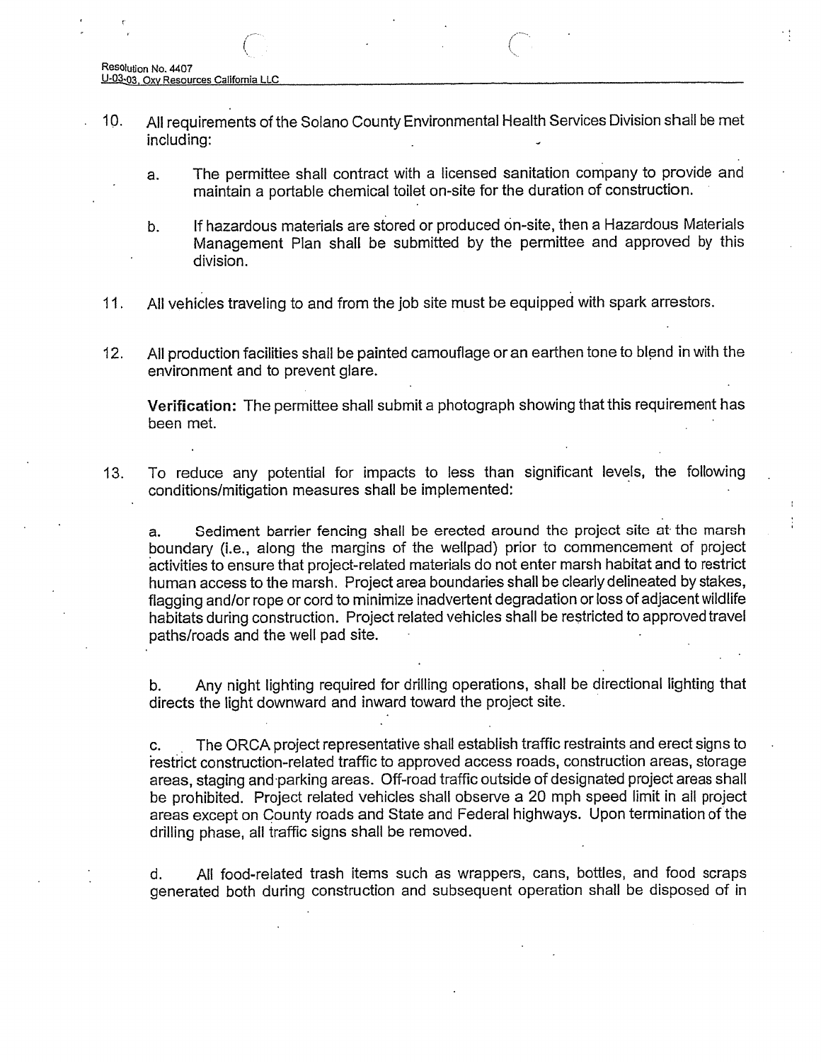10. All requirements of the Solano County Environmental Health Services Division shall be met including:

    a. The permittee shall contract with a licensed sanitation company to provide and maintain a portable chemical toilet on-site for the duration of construction.

    b. If hazardous materials are stored or produced on-site, then a Hazardous Materials Management Plan shall be submitted by the permittee and approved by this division.

11. All vehicles traveling to and from the job site must be equipped with spark arrestors.

12. All production facilities shall be painted camouflage or an earthen tone to blend in with the environment and to prevent glare.

    **Verification:** The permittee shall submit a photograph showing that this requirement has been met.

13. To reduce any potential for impacts to less than significant levels, the following conditions/mitigation measures shall be implemented:

    a. Sediment barrier fencing shall be erected around the project site at the marsh boundary (i.e., along the margins of the wellpad) prior to commencement of project activities to ensure that project-related materials do not enter marsh habitat and to restrict human access to the marsh. Project area boundaries shall be clearly delineated by stakes, flagging and/or rope or cord to minimize inadvertent degradation or loss of adjacent wildlife habitats during construction. Project related vehicles shall be restricted to approved travel paths/roads and the well pad site.

    b. Any night lighting required for drilling operations, shall be directional lighting that directs the light downward and inward toward the project site.

    c. The ORCA project representative shall establish traffic restraints and erect signs to restrict construction-related traffic to approved access roads, construction areas, storage areas, staging and parking areas. Off-road traffic outside of designated project areas shall be prohibited. Project related vehicles shall observe a 20 mph speed limit in all project areas except on County roads and State and Federal highways. Upon termination of the drilling phase, all traffic signs shall be removed.

    d. All food-related trash items such as wrappers, cans, bottles, and food scraps generated both during construction and subsequent operation shall be disposed of in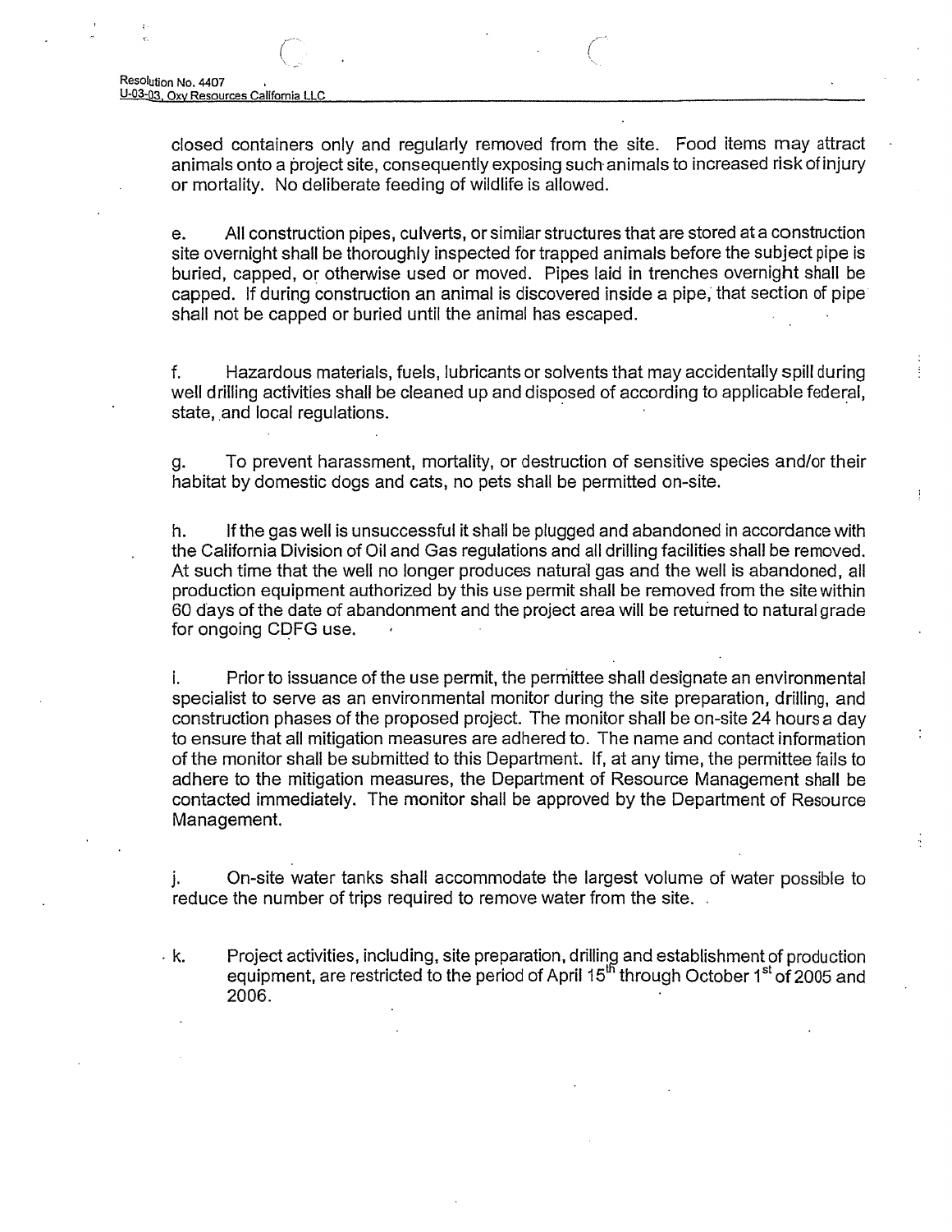closed containers only and regularly removed from the site. Food items may attract animals onto a project site, consequently exposing such animals to increased risk of injury or mortality. No deliberate feeding of wildlife is allowed.

e. All construction pipes, culverts, or similar structures that are stored at a construction site overnight shall be thoroughly inspected for trapped animals before the subject pipe is buried, capped, or otherwise used or moved. Pipes laid in trenches overnight shall be capped. If during construction an animal is discovered inside a pipe, that section of pipe shall not be capped or buried until the animal has escaped.

f. Hazardous materials, fuels, lubricants or solvents that may accidentally spill during well drilling activities shall be cleaned up and disposed of according to applicable federal, state, and local regulations.

g. To prevent harassment, mortality, or destruction of sensitive species and/or their habitat by domestic dogs and cats, no pets shall be permitted on-site.

h. If the gas well is unsuccessful it shall be plugged and abandoned in accordance with the California Division of Oil and Gas regulations and all drilling facilities shall be removed. At such time that the well no longer produces natural gas and the well is abandoned, all production equipment authorized by this use permit shall be removed from the site within 60 days of the date of abandonment and the project area will be returned to natural grade for ongoing CDFG use.

i. Prior to issuance of the use permit, the permittee shall designate an environmental specialist to serve as an environmental monitor during the site preparation, drilling, and construction phases of the proposed project. The monitor shall be on-site 24 hours a day to ensure that all mitigation measures are adhered to. The name and contact information of the monitor shall be submitted to this Department. If, at any time, the permittee fails to adhere to the mitigation measures, the Department of Resource Management shall be contacted immediately. The monitor shall be approved by the Department of Resource Management.

j. On-site water tanks shall accommodate the largest volume of water possible to reduce the number of trips required to remove water from the site.

k. Project activities, including, site preparation, drilling and establishment of production equipment, are restricted to the period of April 15th through October 1st of 2005 and 2006.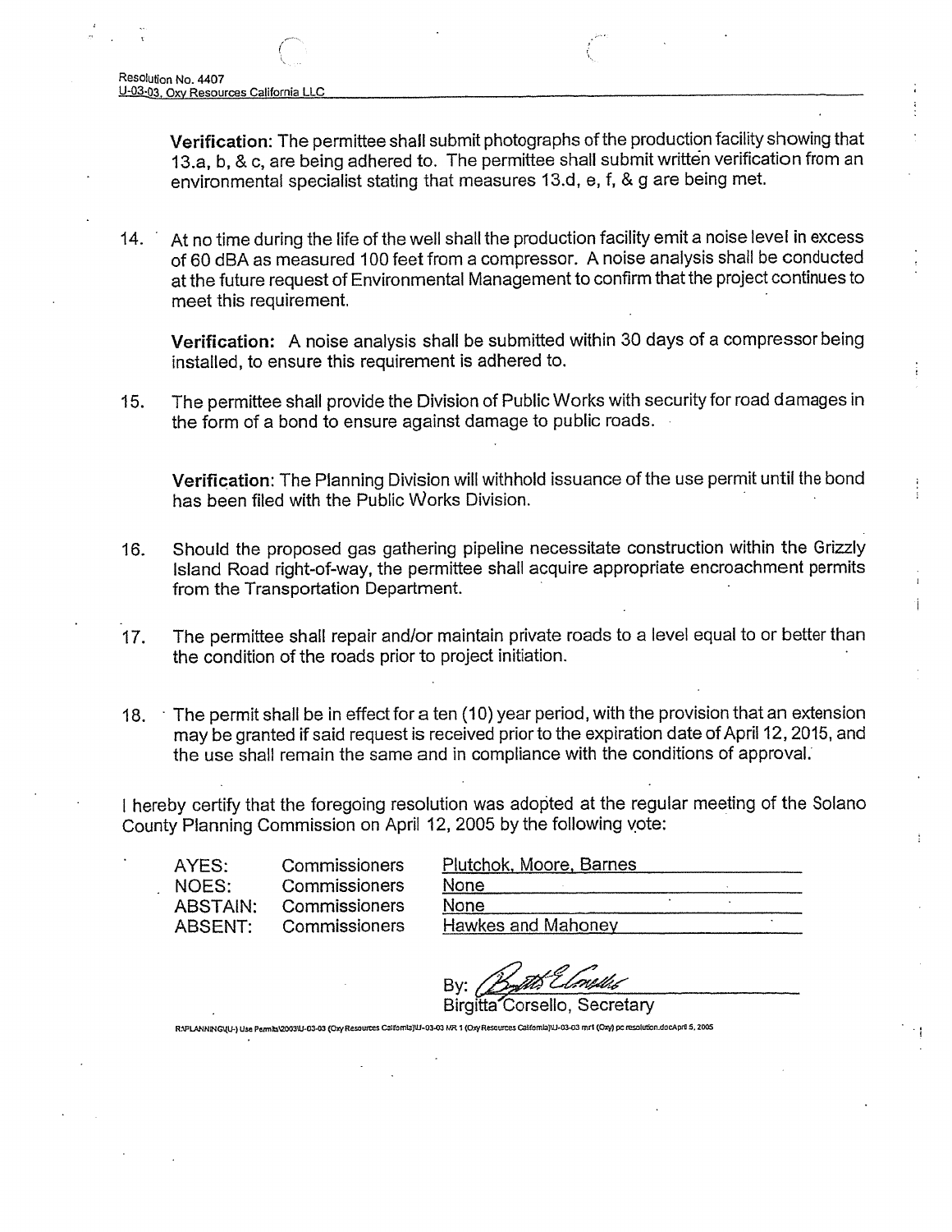**Verification**: The permittee shall submit photographs of the production facility showing that 13.a, b, & c, are being adhered to. The permittee shall submit written verification from an environmental specialist stating that measures 13.d, e, f, & g are being met.

14. At no time during the life of the well shall the production facility emit a noise level in excess of 60 dBA as measured 100 feet from a compressor. A noise analysis shall be conducted at the future request of Environmental Management to confirm that the project continues to meet this requirement.

    **Verification:** A noise analysis shall be submitted within 30 days of a compressor being installed, to ensure this requirement is adhered to.

15. The permittee shall provide the Division of Public Works with security for road damages in the form of a bond to ensure against damage to public roads.

    **Verification**: The Planning Division will withhold issuance of the use permit until the bond has been filed with the Public Works Division.

16. Should the proposed gas gathering pipeline necessitate construction within the Grizzly Island Road right-of-way, the permittee shall acquire appropriate encroachment permits from the Transportation Department.

17. The permittee shall repair and/or maintain private roads to a level equal to or better than the condition of the roads prior to project initiation.

18. The permit shall be in effect for a ten (10) year period, with the provision that an extension may be granted if said request is received prior to the expiration date of April 12, 2015, and the use shall remain the same and in compliance with the conditions of approval.

I hereby certify that the foregoing resolution was adopted at the regular meeting of the Solano County Planning Commission on April 12, 2005 by the following vote:

| | | |
|---|---|---|
| AYES: | Commissioners | Plutchok, Moore, Barnes |
| NOES: | Commissioners | None |
| ABSTAIN: | Commissioners | None |
| ABSENT: | Commissioners | Hawkes and Mahoney |

By: ______________________

Birgitta Corsello, Secretary

R:\PLANNING\U-) Use Permits\2003\U-03-03 (Oxy Resources California)\U-03-03 MR 1 (Oxy Resources California)\U-03-03 mr1 (Oxy) pc resolution.docApril 5, 2005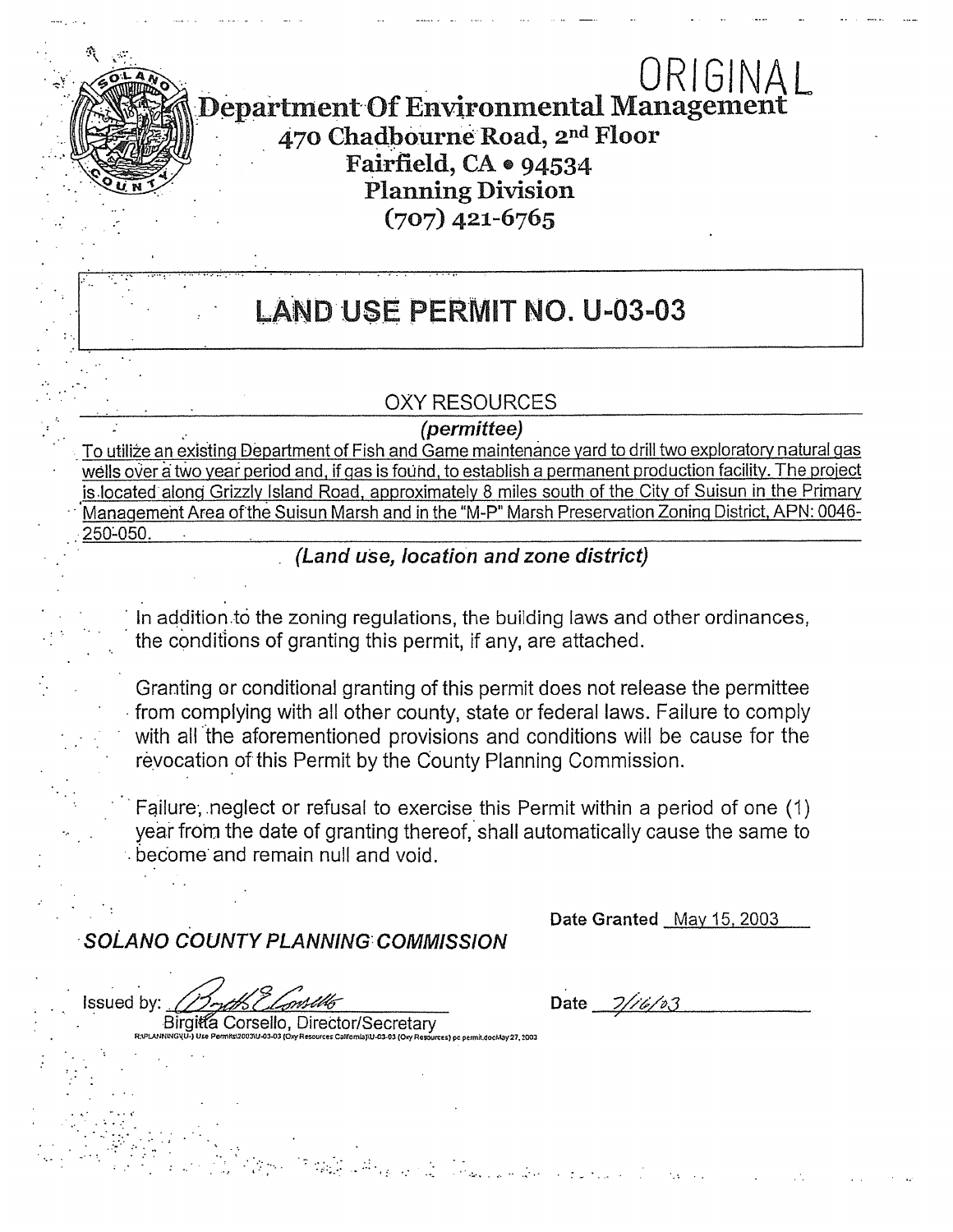ORIGINAL

**Department Of Environmental Management**
**470 Chadbourne Road, 2nd Floor**
**Fairfield, CA • 94534**
**Planning Division**
**(707) 421-6765**

# LAND USE PERMIT NO. U-03-03

OXY RESOURCES

***(permittee)***

To utilize an existing Department of Fish and Game maintenance yard to drill two exploratory natural gas wells over a two year period and, if gas is found, to establish a permanent production facility. The project is located along Grizzly Island Road, approximately 8 miles south of the City of Suisun in the Primary Management Area of the Suisun Marsh and in the "M-P" Marsh Preservation Zoning District, APN: 0046-250-050.

***(Land use, location and zone district)***

In addition to the zoning regulations, the building laws and other ordinances, the conditions of granting this permit, if any, are attached.

Granting or conditional granting of this permit does not release the permittee from complying with all other county, state or federal laws. Failure to comply with all the aforementioned provisions and conditions will be cause for the revocation of this Permit by the County Planning Commission.

Failure, neglect or refusal to exercise this Permit within a period of one (1) year from the date of granting thereof, shall automatically cause the same to become and remain null and void.

**Date Granted** May 15, 2003

***SOLANO COUNTY PLANNING COMMISSION***

Issued by: *Birgitta E. Corsello*
Birgitta Corsello, Director/Secretary

**Date** *7/16/03*

R:\PLANNING\(U-) Use Permits\2003\U-03-03 (Oxy Resources California)\U-03-03 (Oxy Resources) pc permit.docMay 27, 2003